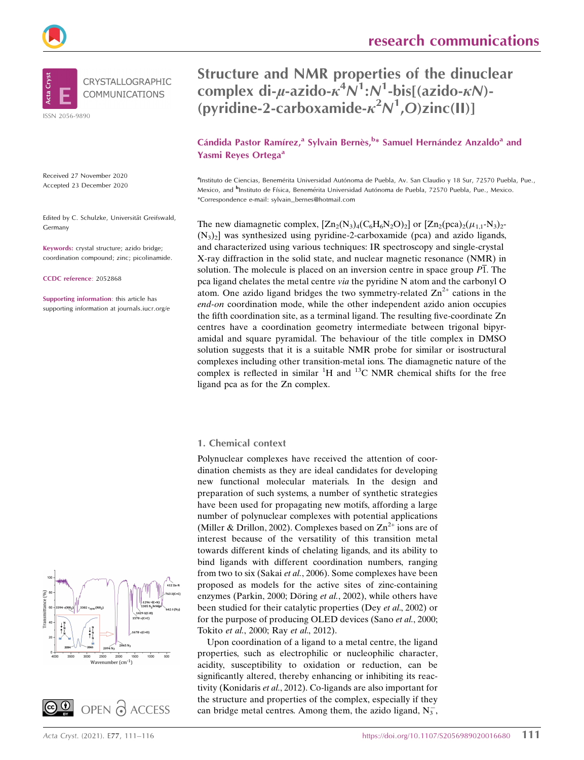CRYSTALLOGRAPHIC COMMUNICATIONS

ISSN 2056-9890

# Structure and NMR properties of the dinuclear complex di-$\mu$-azido-$\kappa^4N^1$:$N^1$-bis[(azido-$\kappa N$)-(pyridine-2-carboxamide-$\kappa^2N^1$,$O$)zinc(II)]

**Cándida Pastor Ramírez,[a] Sylvain Bernès,[b]* Samuel Hernández Anzaldo[a] and Yasmi Reyes Ortega[a]**

[a]Instituto de Ciencias, Benemérita Universidad Autónoma de Puebla, Av. San Claudio y 18 Sur, 72570 Puebla, Pue., Mexico, and [b]Instituto de Física, Benemérita Universidad Autónoma de Puebla, 72570 Puebla, Pue., Mexico. *Correspondence e-mail: sylvain_bernes@hotmail.com

Received 27 November 2020
Accepted 23 December 2020

Edited by C. Schulzke, Universität Greifswald, Germany

**Keywords:** crystal structure; azido bridge; coordination compound; zinc; picolinamide.

**CCDC reference**: 2052868

**Supporting information**: this article has supporting information at journals.iucr.org/e

The new diamagnetic complex, $[Zn_2(N_3)_4(C_6H_6N_2O)_2]$ or $[Zn_2(pca)_2(\mu_{1,1}\text{-}N_3)_2(N_3)_2]$ was synthesized using pyridine-2-carboxamide (pca) and azido ligands, and characterized using various techniques: IR spectroscopy and single-crystal X-ray diffraction in the solid state, and nuclear magnetic resonance (NMR) in solution. The molecule is placed on an inversion centre in space group $P\overline{1}$. The pca ligand chelates the metal centre *via* the pyridine N atom and the carbonyl O atom. One azido ligand bridges the two symmetry-related $Zn^{2+}$ cations in the *end-on* coordination mode, while the other independent azido anion occupies the fifth coordination site, as a terminal ligand. The resulting five-coordinate Zn centres have a coordination geometry intermediate between trigonal bipyramidal and square pyramidal. The behaviour of the title complex in DMSO solution suggests that it is a suitable NMR probe for similar or isostructural complexes including other transition-metal ions. The diamagnetic nature of the complex is reflected in similar $^1$H and $^{13}$C NMR chemical shifts for the free ligand pca as for the Zn complex.

OPEN ACCESS

## 1. Chemical context

Polynuclear complexes have received the attention of coordination chemists as they are ideal candidates for developing new functional molecular materials. In the design and preparation of such systems, a number of synthetic strategies have been used for propagating new motifs, affording a large number of polynuclear complexes with potential applications (Miller & Drillon, 2002). Complexes based on $Zn^{2+}$ ions are of interest because of the versatility of this transition metal towards different kinds of chelating ligands, and its ability to bind ligands with different coordination numbers, ranging from two to six (Sakai *et al.*, 2006). Some complexes have been proposed as models for the active sites of zinc-containing enzymes (Parkin, 2000; Döring *et al.*, 2002), while others have been studied for their catalytic properties (Dey *et al.*, 2002) or for the purpose of producing OLED devices (Sano *et al.*, 2000; Tokito *et al.*, 2000; Ray *et al.*, 2012).

Upon coordination of a ligand to a metal centre, the ligand properties, such as electrophilic or nucleophilic character, acidity, susceptibility to oxidation or reduction, can be significantly altered, thereby enhancing or inhibiting its reactivity (Konidaris *et al.*, 2012). Co-ligands are also important for the structure and properties of the complex, especially if they can bridge metal centres. Among them, the azido ligand, $N_3^-$,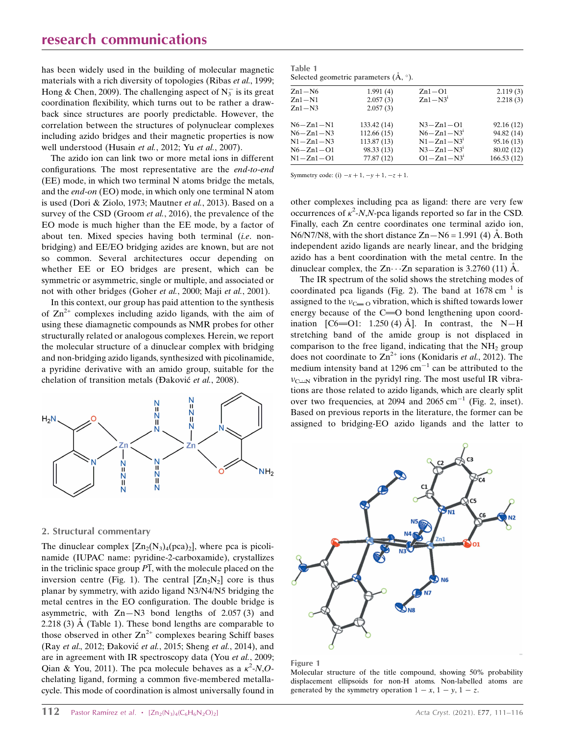has been widely used in the building of molecular magnetic materials with a rich diversity of topologies (Ribas *et al.*, 1999; Hong & Chen, 2009). The challenging aspect of $N_3^-$ is its great coordination flexibility, which turns out to be rather a drawback since structures are poorly predictable. However, the correlation between the structures of polynuclear complexes including azido bridges and their magnetic properties is now well understood (Husain *et al.*, 2012; Yu *et al.*, 2007).

The azido ion can link two or more metal ions in different configurations. The most representative are the *end-to-end* (EE) mode, in which two terminal N atoms bridge the metals, and the *end-on* (EO) mode, in which only one terminal N atom is used (Dori & Ziolo, 1973; Mautner *et al.*, 2013). Based on a survey of the CSD (Groom *et al.*, 2016), the prevalence of the EO mode is much higher than the EE mode, by a factor of about ten. Mixed species having both terminal (*i.e.* non-bridging) and EE/EO bridging azides are known, but are not so common. Several architectures occur depending on whether EE or EO bridges are present, which can be symmetric or asymmetric, single or multiple, and associated or not with other bridges (Goher *et al.*, 2000; Maji *et al.*, 2001).

In this context, our group has paid attention to the synthesis of $Zn^{2+}$ complexes including azido ligands, with the aim of using these diamagnetic compounds as NMR probes for other structurally related or analogous complexes. Herein, we report the molecular structure of a dinuclear complex with bridging and non-bridging azido ligands, synthesized with picolinamide, a pyridine derivative with an amido group, suitable for the chelation of transition metals (Đaković *et al.*, 2008).

## 2. Structural commentary

The dinuclear complex $[Zn_2(N_3)_4(pca)_2]$, where pca is picolinamide (IUPAC name: pyridine-2-carboxamide), crystallizes in the triclinic space group $P\overline{1}$, with the molecule placed on the inversion centre (Fig. 1). The central $[Zn_2N_2]$ core is thus planar by symmetry, with ligand N3/N4/N5 bridging the metal centres in the EO configuration. The double bridge is asymmetric, with Zn—N3 bond lengths of 2.057 (3) and 2.218 (3) Å (Table 1). These bond lengths are comparable to those observed in other $Zn^{2+}$ complexes bearing Schiff bases (Ray *et al.*, 2012; Đaković *et al.*, 2015; Sheng *et al.*, 2014), and are in agreement with IR spectroscopy data (You *et al.*, 2009; Qian & You, 2011). The pca molecule behaves as a $\kappa^2$-*N*,*O*-chelating ligand, forming a common five-membered metallacycle. This mode of coordination is almost universally found in other complexes including pca as ligand: there are very few occurrences of $\kappa^2$-*N*,*N*-pca ligands reported so far in the CSD. Finally, each Zn centre coordinates one terminal azido ion, N6/N7/N8, with the short distance Zn—N6 = 1.991 (4) Å. Both independent azido ligands are nearly linear, and the bridging azido has a bent coordination with the metal centre. In the dinuclear complex, the Zn···Zn separation is 3.2760 (11) Å.

The IR spectrum of the solid shows the stretching modes of coordinated pca ligands (Fig. 2). The band at 1678 cm $^{1}$ is assigned to the $\nu_{C=O}$ vibration, which is shifted towards lower energy because of the C=O bond lengthening upon coordination [C6=O1: 1.250 (4) Å]. In contrast, the N—H stretching band of the amide group is not displaced in comparison to the free ligand, indicating that the $NH_2$ group does not coordinate to $Zn^{2+}$ ions (Konidaris *et al.*, 2012). The medium intensity band at 1296 cm$^{-1}$ can be attributed to the $\nu_{C\cdots N}$ vibration in the pyridyl ring. The most useful IR vibrations are those related to azido ligands, which are clearly split over two frequencies, at 2094 and 2065 cm$^{-1}$ (Fig. 2, inset). Based on previous reports in the literature, the former can be assigned to bridging-EO azido ligands and the latter to

**Table 1**
Selected geometric parameters (Å, °).

| | | | |
|---|---|---|---|
| Zn1—N6 | 1.991 (4) | Zn1—O1 | 2.119 (3) |
| Zn1—N1 | 2.057 (3) | Zn1—N3$^i$ | 2.218 (3) |
| Zn1—N3 | 2.057 (3) | | |
| | | | |
| N6—Zn1—N1 | 133.42 (14) | N3—Zn1—O1 | 92.16 (12) |
| N6—Zn1—N3 | 112.66 (15) | N6—Zn1—N3$^i$ | 94.82 (14) |
| N1—Zn1—N3 | 113.87 (13) | N1—Zn1—N3$^i$ | 95.16 (13) |
| N6—Zn1—O1 | 98.33 (13) | N3—Zn1—N3$^i$ | 80.02 (12) |
| N1—Zn1—O1 | 77.87 (12) | O1—Zn1—N3$^i$ | 166.53 (12) |

Symmetry code: (i) $-x+1, -y+1, -z+1$.

**Figure 1**
Molecular structure of the title compound, showing 50% probability displacement ellipsoids for non-H atoms. Non-labelled atoms are generated by the symmetry operation $1-x$, $1-y$, $1-z$.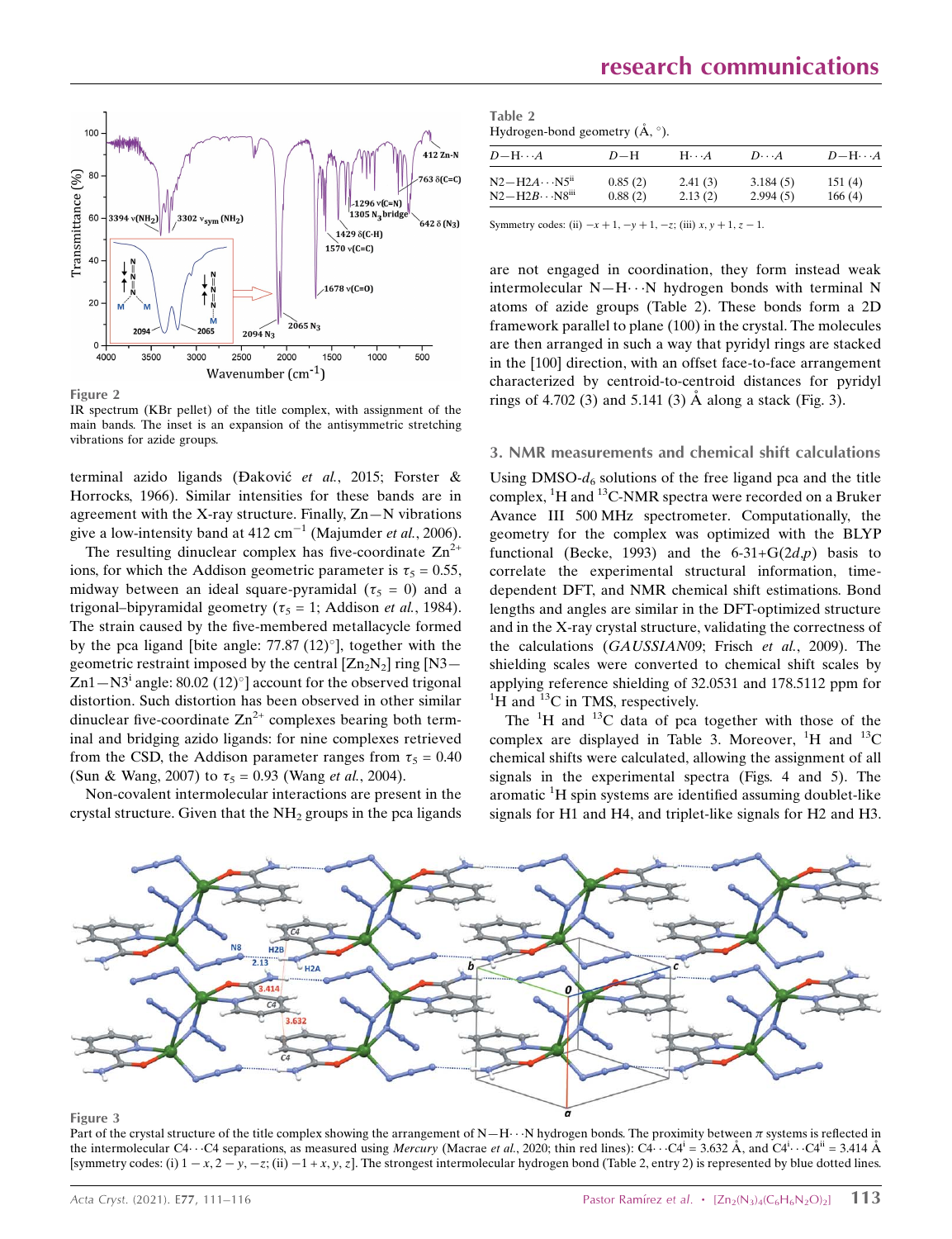Figure 2

IR spectrum (KBr pellet) of the title complex, with assignment of the main bands. The inset is an expansion of the antisymmetric stretching vibrations for azide groups.

terminal azido ligands (Đaković *et al.*, 2015; Forster & Horrocks, 1966). Similar intensities for these bands are in agreement with the X-ray structure. Finally, Zn—N vibrations give a low-intensity band at 412 $cm^{-1}$ (Majumder *et al.*, 2006).

The resulting dinuclear complex has five-coordinate $Zn^{2+}$ ions, for which the Addison geometric parameter is $\tau_5$ = 0.55, midway between an ideal square-pyramidal ($\tau_5$ = 0) and a trigonal–bipyramidal geometry ($\tau_5$ = 1; Addison *et al.*, 1984). The strain caused by the five-membered metallacycle formed by the pca ligand [bite angle: 77.87 (12)°], together with the geometric restraint imposed by the central $[Zn_2N_2]$ ring [N3—Zn1—N3$^{i}$ angle: 80.02 (12)°] account for the observed trigonal distortion. Such distortion has been observed in other similar dinuclear five-coordinate $Zn^{2+}$ complexes bearing both terminal and bridging azido ligands: for nine complexes retrieved from the CSD, the Addison parameter ranges from $\tau_5$ = 0.40 (Sun & Wang, 2007) to $\tau_5$ = 0.93 (Wang *et al.*, 2004).

Non-covalent intermolecular interactions are present in the crystal structure. Given that the $NH_2$ groups in the pca ligands are not engaged in coordination, they form instead weak intermolecular N—H⋯N hydrogen bonds with terminal N atoms of azide groups (Table 2). These bonds form a 2D framework parallel to plane (100) in the crystal. The molecules are then arranged in such a way that pyridyl rings are stacked in the [100] direction, with an offset face-to-face arrangement characterized by centroid-to-centroid distances for pyridyl rings of 4.702 (3) and 5.141 (3) Å along a stack (Fig. 3).

Table 2
Hydrogen-bond geometry (Å, °).

| $D$—H⋯$A$ | $D$—H | H⋯$A$ | $D$⋯$A$ | $D$—H⋯$A$ |
|---|---|---|---|---|
| N2—H2$A$⋯N5$^{ii}$ | 0.85 (2) | 2.41 (3) | 3.184 (5) | 151 (4) |
| N2—H2$B$⋯N8$^{iii}$ | 0.88 (2) | 2.13 (2) | 2.994 (5) | 166 (4) |

Symmetry codes: (ii) $-x+1, -y+1, -z$; (iii) $x, y+1, z-1$.

## 3. NMR measurements and chemical shift calculations

Using DMSO-$d_6$ solutions of the free ligand pca and the title complex, $^{1}$H and $^{13}$C-NMR spectra were recorded on a Bruker Avance III 500 MHz spectrometer. Computationally, the geometry for the complex was optimized with the BLYP functional (Becke, 1993) and the 6-31+G(2$d$,$p$) basis to correlate the experimental structural information, time-dependent DFT, and NMR chemical shift estimations. Bond lengths and angles are similar in the DFT-optimized structure and in the X-ray crystal structure, validating the correctness of the calculations (*GAUSSIAN*09; Frisch *et al.*, 2009). The shielding scales were converted to chemical shift scales by applying reference shielding of 32.0531 and 178.5112 ppm for $^{1}$H and $^{13}$C in TMS, respectively.

The $^{1}$H and $^{13}$C data of pca together with those of the complex are displayed in Table 3. Moreover, $^{1}$H and $^{13}$C chemical shifts were calculated, allowing the assignment of all signals in the experimental spectra (Figs. 4 and 5). The aromatic $^{1}$H spin systems are identified assuming doublet-like signals for H1 and H4, and triplet-like signals for H2 and H3.

Figure 3

Part of the crystal structure of the title complex showing the arrangement of N—H⋯N hydrogen bonds. The proximity between π systems is reflected in the intermolecular C4⋯C4 separations, as measured using *Mercury* (Macrae *et al.*, 2020; thin red lines): C4⋯C4$^{i}$ = 3.632 Å, and C4$^{i}$⋯C4$^{ii}$ = 3.414 Å [symmetry codes: (i) $1-x, 2-y, -z$; (ii) $-1+x, y, z$]. The strongest intermolecular hydrogen bond (Table 2, entry 2) is represented by blue dotted lines.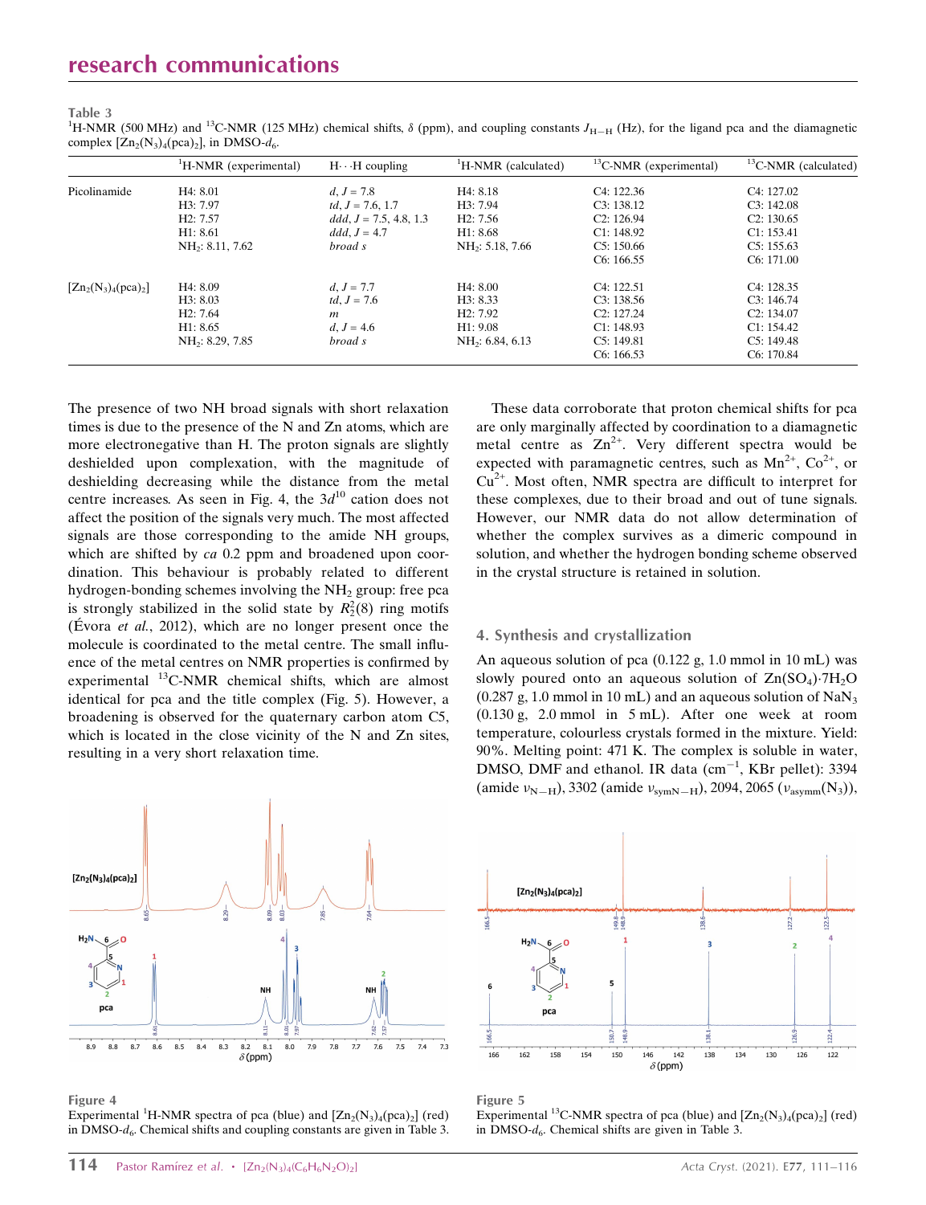**Table 3**
$^1$H-NMR (500 MHz) and $^{13}$C-NMR (125 MHz) chemical shifts, $\delta$ (ppm), and coupling constants $J_{H-H}$ (Hz), for the ligand pca and the diamagnetic complex $[Zn_2(N_3)_4(pca)_2]$, in DMSO-$d_6$.

| | $^1$H-NMR (experimental) | H···H coupling | $^1$H-NMR (calculated) | $^{13}$C-NMR (experimental) | $^{13}$C-NMR (calculated) |
|---|---|---|---|---|---|
| Picolinamide | H4: 8.01 | *d*, $J$ = 7.8 | H4: 8.18 | C4: 122.36 | C4: 127.02 |
| | H3: 7.97 | *td*, $J$ = 7.6, 1.7 | H3: 7.94 | C3: 138.12 | C3: 142.08 |
| | H2: 7.57 | *ddd*, $J$ = 7.5, 4.8, 1.3 | H2: 7.56 | C2: 126.94 | C2: 130.65 |
| | H1: 8.61 | *ddd*, $J$ = 4.7 | H1: 8.68 | C1: 148.92 | C1: 153.41 |
| | $NH_2$: 8.11, 7.62 | *broad s* | $NH_2$: 5.18, 7.66 | C5: 150.66 | C5: 155.63 |
| | | | | C6: 166.55 | C6: 171.00 |
| $[Zn_2(N_3)_4(pca)_2]$ | H4: 8.09 | *d*, $J$ = 7.7 | H4: 8.00 | C4: 122.51 | C4: 128.35 |
| | H3: 8.03 | *td*, $J$ = 7.6 | H3: 8.33 | C3: 138.56 | C3: 146.74 |
| | H2: 7.64 | *m* | H2: 7.92 | C2: 127.24 | C2: 134.07 |
| | H1: 8.65 | *d*, $J$ = 4.6 | H1: 9.08 | C1: 148.93 | C1: 154.42 |
| | $NH_2$: 8.29, 7.85 | *broad s* | $NH_2$: 6.84, 6.13 | C5: 149.81 | C5: 149.48 |
| | | | | C6: 166.53 | C6: 170.84 |

The presence of two NH broad signals with short relaxation times is due to the presence of the N and Zn atoms, which are more electronegative than H. The proton signals are slightly deshielded upon complexation, with the magnitude of deshielding decreasing while the distance from the metal centre increases. As seen in Fig. 4, the $3d^{10}$ cation does not affect the position of the signals very much. The most affected signals are those corresponding to the amide NH groups, which are shifted by *ca* 0.2 ppm and broadened upon coordination. This behaviour is probably related to different hydrogen-bonding schemes involving the $NH_2$ group: free pca is strongly stabilized in the solid state by $R_2^2(8)$ ring motifs (Évora *et al.*, 2012), which are no longer present once the molecule is coordinated to the metal centre. The small influence of the metal centres on NMR properties is confirmed by experimental $^{13}$C-NMR chemical shifts, which are almost identical for pca and the title complex (Fig. 5). However, a broadening is observed for the quaternary carbon atom C5, which is located in the close vicinity of the N and Zn sites, resulting in a very short relaxation time.

These data corroborate that proton chemical shifts for pca are only marginally affected by coordination to a diamagnetic metal centre as $Zn^{2+}$. Very different spectra would be expected with paramagnetic centres, such as $Mn^{2+}$, $Co^{2+}$, or $Cu^{2+}$. Most often, NMR spectra are difficult to interpret for these complexes, due to their broad and out of tune signals. However, our NMR data do not allow determination of whether the complex survives as a dimeric compound in solution, and whether the hydrogen bonding scheme observed in the crystal structure is retained in solution.

## 4. Synthesis and crystallization

An aqueous solution of pca (0.122 g, 1.0 mmol in 10 mL) was slowly poured onto an aqueous solution of $Zn(SO_4)\cdot7H_2O$ (0.287 g, 1.0 mmol in 10 mL) and an aqueous solution of $NaN_3$ (0.130 g, 2.0 mmol in 5 mL). After one week at room temperature, colourless crystals formed in the mixture. Yield: 90%. Melting point: 471 K. The complex is soluble in water, DMSO, DMF and ethanol. IR data (cm$^{-1}$, KBr pellet): 3394 (amide $\nu_{N-H}$), 3302 (amide $\nu_{symN-H}$), 2094, 2065 ($\nu_{asymm}(N_3)$),

**Figure 4**
Experimental $^1$H-NMR spectra of pca (blue) and $[Zn_2(N_3)_4(pca)_2]$ (red) in DMSO-$d_6$. Chemical shifts and coupling constants are given in Table 3.

**Figure 5**
Experimental $^{13}$C-NMR spectra of pca (blue) and $[Zn_2(N_3)_4(pca)_2]$ (red) in DMSO-$d_6$. Chemical shifts are given in Table 3.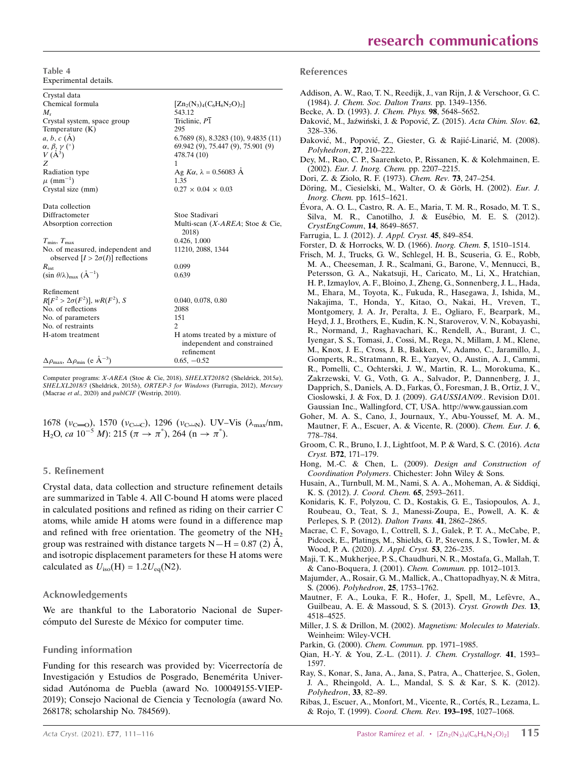**Table 4**
Experimental details.

| | |
|---|---|
| Crystal data | |
| Chemical formula | $[Zn_2(N_3)_4(C_6H_6N_2O)_2]$ |
| $M_r$ | 543.12 |
| Crystal system, space group | Triclinic, $P\overline{1}$ |
| Temperature (K) | 295 |
| $a$, $b$, $c$ (Å) | 6.7689 (8), 8.3283 (10), 9.4835 (11) |
| $\alpha$, $\beta$, $\gamma$ (°) | 69.942 (9), 75.447 (9), 75.901 (9) |
| $V$ (Å$^3$) | 478.74 (10) |
| $Z$ | 1 |
| Radiation type | Ag $K\alpha$, $\lambda$ = 0.56083 Å |
| $\mu$ (mm$^{-1}$) | 1.35 |
| Crystal size (mm) | 0.27 × 0.04 × 0.03 |
| | |
| Data collection | |
| Diffractometer | Stoe Stadivari |
| Absorption correction | Multi-scan (*X-AREA*; Stoe & Cie, 2018) |
| $T_{min}$, $T_{max}$ | 0.426, 1.000 |
| No. of measured, independent and observed [$I > 2\sigma(I)$] reflections | 11210, 2088, 1344 |
| $R_{int}$ | 0.099 |
| $(\sin \theta/\lambda)_{max}$ (Å$^{-1}$) | 0.639 |
| | |
| Refinement | |
| $R[F^2 > 2\sigma(F^2)]$, $wR(F^2)$, $S$ | 0.040, 0.078, 0.80 |
| No. of reflections | 2088 |
| No. of parameters | 151 |
| No. of restraints | 2 |
| H-atom treatment | H atoms treated by a mixture of independent and constrained refinement |
| $\Delta\rho_{max}$, $\Delta\rho_{min}$ (e Å$^{-3}$) | 0.65, −0.52 |

Computer programs: *X-AREA* (Stoe & Cie, 2018), *SHELXT2018/2* (Sheldrick, 2015*a*), *SHELXL2018/3* (Sheldrick, 2015*b*), *ORTEP-3 for Windows* (Farrugia, 2012), *Mercury* (Macrae *et al.*, 2020) and *publCIF* (Westrip, 2010).

1678 ($\nu_{C=O}$), 1570 ($\nu_{C\cdots C}$), 1296 ($\nu_{C\cdots N}$). UV–Vis ($\lambda_{max}$/nm, $H_2O$, *ca* $10^{-5}$ *M*): 215 ($\pi \rightarrow \pi^*$), 264 ($n \rightarrow \pi^*$).

## 5. Refinement

Crystal data, data collection and structure refinement details are summarized in Table 4. All C-bound H atoms were placed in calculated positions and refined as riding on their carrier C atoms, while amide H atoms were found in a difference map and refined with free orientation. The geometry of the $NH_2$ group was restrained with distance targets N—H = 0.87 (2) Å, and isotropic displacement parameters for these H atoms were calculated as $U_{iso}(H) = 1.2U_{eq}(N2)$.

## Acknowledgements

We are thankful to the Laboratorio Nacional de Supercómputo del Sureste de México for computer time.

## Funding information

Funding for this research was provided by: Vicerrectoría de Investigación y Estudios de Posgrado, Benemérita Universidad Autónoma de Puebla (award No. 100049155-VIEP-2019); Consejo Nacional de Ciencia y Tecnología (award No. 268178; scholarship No. 784569).

## References

Addison, A. W., Rao, T. N., Reedijk, J., van Rijn, J. & Verschoor, G. C. (1984). *J. Chem. Soc. Dalton Trans.* pp. 1349–1356.
Becke, A. D. (1993). *J. Chem. Phys.* **98**, 5648–5652.
Đaković, M., Jaźwiński, J. & Popović, Z. (2015). *Acta Chim. Slov.* **62**, 328–336.
Đaković, M., Popović, Z., Giester, G. & Rajić-Linarić, M. (2008). *Polyhedron*, **27**, 210–222.
Dey, M., Rao, C. P., Saarenketo, P., Rissanen, K. & Kolehmainen, E. (2002). *Eur. J. Inorg. Chem.* pp. 2207–2215.
Dori, Z. & Ziolo, R. F. (1973). *Chem. Rev.* **73**, 247–254.
Döring, M., Ciesielski, M., Walter, O. & Görls, H. (2002). *Eur. J. Inorg. Chem.* pp. 1615–1621.
Évora, A. O. L., Castro, R. A. E., Maria, T. M. R., Rosado, M. T. S., Silva, M. R., Canotilho, J. & Eusébio, M. E. S. (2012). *CrystEngComm*, **14**, 8649–8657.
Farrugia, L. J. (2012). *J. Appl. Cryst.* **45**, 849–854.
Forster, D. & Horrocks, W. D. (1966). *Inorg. Chem.* **5**, 1510–1514.
Frisch, M. J., Trucks, G. W., Schlegel, H. B., Scuseria, G. E., Robb, M. A., Cheeseman, J. R., Scalmani, G., Barone, V., Mennucci, B., Petersson, G. A., Nakatsuji, H., Caricato, M., Li, X., Hratchian, H. P., Izmaylov, A. F., Bloino, J., Zheng, G., Sonnenberg, J. L., Hada, M., Ehara, M., Toyota, K., Fukuda, R., Hasegawa, J., Ishida, M., Nakajima, T., Honda, Y., Kitao, O., Nakai, H., Vreven, T., Montgomery, J. A. Jr, Peralta, J. E., Ogliaro, F., Bearpark, M., Heyd, J. J., Brothers, E., Kudin, K. N., Staroverov, V. N., Kobayashi, R., Normand, J., Raghavachari, K., Rendell, A., Burant, J. C., Iyengar, S. S., Tomasi, J., Cossi, M., Rega, N., Millam, J. M., Klene, M., Knox, J. E., Cross, J. B., Bakken, V., Adamo, C., Jaramillo, J., Gomperts, R., Stratmann, R. E., Yazyev, O., Austin, A. J., Cammi, R., Pomelli, C., Ochterski, J. W., Martin, R. L., Morokuma, K., Zakrzewski, V. G., Voth, G. A., Salvador, P., Dannenberg, J. J., Dapprich, S., Daniels, A. D., Farkas, Ö., Foresman, J. B., Ortiz, J. V., Cioslowski, J. & Fox, D. J. (2009). *GAUSSIAN09.*. Revision D.01. Gaussian Inc., Wallingford, CT, USA. http://www.gaussian.com
Goher, M. A. S., Cano, J., Journaux, Y., Abu-Youssef, M. A. M., Mautner, F. A., Escuer, A. & Vicente, R. (2000). *Chem. Eur. J.* **6**, 778–784.
Groom, C. R., Bruno, I. J., Lightfoot, M. P. & Ward, S. C. (2016). *Acta Cryst.* B**72**, 171–179.
Hong, M.-C. & Chen, L. (2009). *Design and Construction of Coordination Polymers*. Chichester: John Wiley & Sons.
Husain, A., Turnbull, M. M., Nami, S. A. A., Moheman, A. & Siddiqi, K. S. (2012). *J. Coord. Chem.* **65**, 2593–2611.
Konidaris, K. F., Polyzou, C. D., Kostakis, G. E., Tasiopoulos, A. J., Roubeau, O., Teat, S. J., Manessi-Zoupa, E., Powell, A. K. & Perlepes, S. P. (2012). *Dalton Trans.* **41**, 2862–2865.
Macrae, C. F., Sovago, I., Cottrell, S. J., Galek, P. T. A., McCabe, P., Pidcock, E., Platings, M., Shields, G. P., Stevens, J. S., Towler, M. & Wood, P. A. (2020). *J. Appl. Cryst.* **53**, 226–235.
Maji, T. K., Mukherjee, P. S., Chaudhuri, N. R., Mostafa, G., Mallah, T. & Cano-Boquera, J. (2001). *Chem. Commun.* pp. 1012–1013.
Majumder, A., Rosair, G. M., Mallick, A., Chattopadhyay, N. & Mitra, S. (2006). *Polyhedron*, **25**, 1753–1762.
Mautner, F. A., Louka, F. R., Hofer, J., Spell, M., Lefèvre, A., Guilbeau, A. E. & Massoud, S. S. (2013). *Cryst. Growth Des.* **13**, 4518–4525.
Miller, J. S. & Drillon, M. (2002). *Magnetism: Molecules to Materials*. Weinheim: Wiley-VCH.
Parkin, G. (2000). *Chem. Commun.* pp. 1971–1985.
Qian, H.-Y. & You, Z.-L. (2011). *J. Chem. Crystallogr.* **41**, 1593–1597.
Ray, S., Konar, S., Jana, A., Jana, S., Patra, A., Chatterjee, S., Golen, J. A., Rheingold, A. L., Mandal, S. S. & Kar, S. K. (2012). *Polyhedron*, **33**, 82–89.
Ribas, J., Escuer, A., Monfort, M., Vicente, R., Cortés, R., Lezama, L. & Rojo, T. (1999). *Coord. Chem. Rev.* **193–195**, 1027–1068.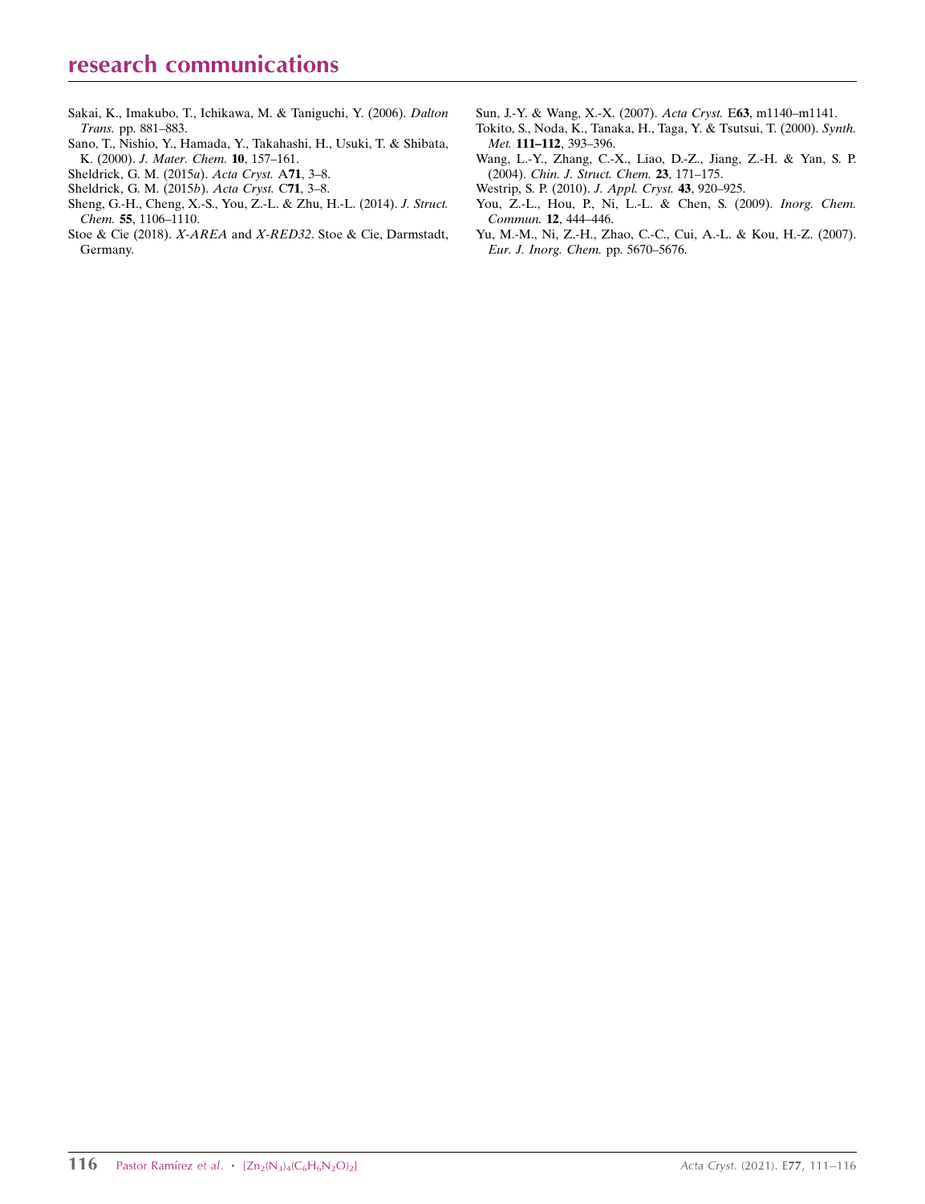Sakai, K., Imakubo, T., Ichikawa, M. & Taniguchi, Y. (2006). *Dalton Trans.* pp. 881–883.

Sano, T., Nishio, Y., Hamada, Y., Takahashi, H., Usuki, T. & Shibata, K. (2000). *J. Mater. Chem.* **10**, 157–161.

Sheldrick, G. M. (2015*a*). *Acta Cryst.* A**71**, 3–8.

Sheldrick, G. M. (2015*b*). *Acta Cryst.* C**71**, 3–8.

Sheng, G.-H., Cheng, X.-S., You, Z.-L. & Zhu, H.-L. (2014). *J. Struct. Chem.* **55**, 1106–1110.

Stoe & Cie (2018). *X-AREA* and *X-RED32*. Stoe & Cie, Darmstadt, Germany.

Sun, J.-Y. & Wang, X.-X. (2007). *Acta Cryst.* E**63**, m1140–m1141.

Tokito, S., Noda, K., Tanaka, H., Taga, Y. & Tsutsui, T. (2000). *Synth. Met.* **111–112**, 393–396.

Wang, L.-Y., Zhang, C.-X., Liao, D.-Z., Jiang, Z.-H. & Yan, S. P. (2004). *Chin. J. Struct. Chem.* **23**, 171–175.

Westrip, S. P. (2010). *J. Appl. Cryst.* **43**, 920–925.

You, Z.-L., Hou, P., Ni, L.-L. & Chen, S. (2009). *Inorg. Chem. Commun.* **12**, 444–446.

Yu, M.-M., Ni, Z.-H., Zhao, C.-C., Cui, A.-L. & Kou, H.-Z. (2007). *Eur. J. Inorg. Chem.* pp. 5670–5676.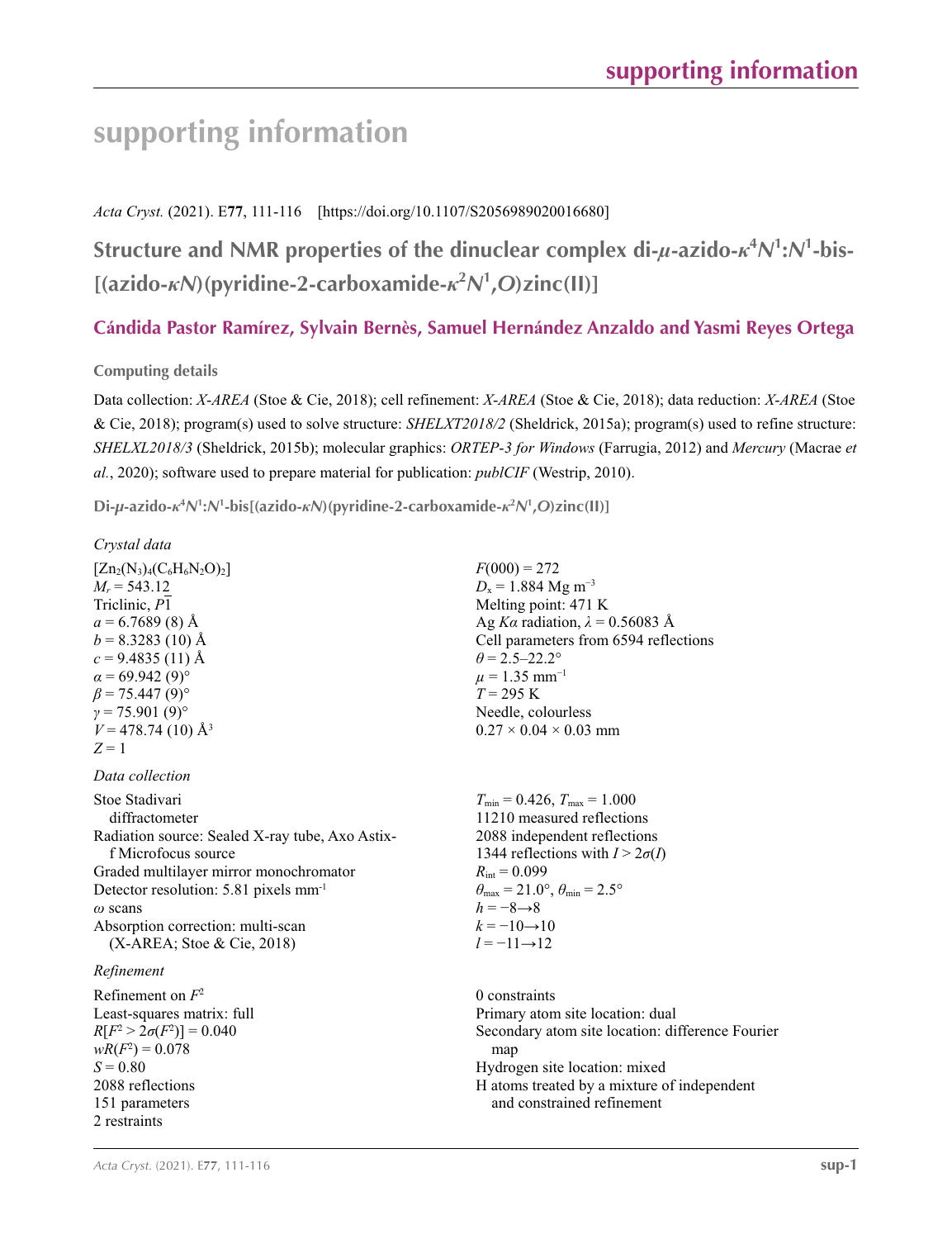# supporting information

*Acta Cryst.* (2021). E**77**, 111-116 [https://doi.org/10.1107/S2056989020016680]

## Structure and NMR properties of the dinuclear complex di-$\mu$-azido-$\kappa^4N^1$:$N^1$-bis[(azido-$\kappa N$)(pyridine-2-carboxamide-$\kappa^2N^1$,$O$)zinc(II)]

**Cándida Pastor Ramírez, Sylvain Bernès, Samuel Hernández Anzaldo and Yasmi Reyes Ortega**

### Computing details

Data collection: *X-AREA* (Stoe & Cie, 2018); cell refinement: *X-AREA* (Stoe & Cie, 2018); data reduction: *X-AREA* (Stoe & Cie, 2018); program(s) used to solve structure: *SHELXT2018/2* (Sheldrick, 2015a); program(s) used to refine structure: *SHELXL2018/3* (Sheldrick, 2015b); molecular graphics: *ORTEP-3 for Windows* (Farrugia, 2012) and *Mercury* (Macrae *et al.*, 2020); software used to prepare material for publication: *publCIF* (Westrip, 2010).

**Di-$\mu$-azido-$\kappa^4N^1$:$N^1$-bis[(azido-$\kappa N$)(pyridine-2-carboxamide-$\kappa^2N^1$,$O$)zinc(II)]**

*Crystal data*

$[Zn_2(N_3)_4(C_6H_6N_2O)_2]$
$M_r$ = 543.12
Triclinic, $P\overline{1}$
$a$ = 6.7689 (8) Å
$b$ = 8.3283 (10) Å
$c$ = 9.4835 (11) Å
$\alpha$ = 69.942 (9)°
$\beta$ = 75.447 (9)°
$\gamma$ = 75.901 (9)°
$V$ = 478.74 (10) Å$^3$
$Z$ = 1
$F(000)$ = 272
$D_x$ = 1.884 Mg m$^{-3}$
Melting point: 471 K
Ag $K\alpha$ radiation, $\lambda$ = 0.56083 Å
Cell parameters from 6594 reflections
$\theta$ = 2.5–22.2°
$\mu$ = 1.35 mm$^{-1}$
$T$ = 295 K
Needle, colourless
0.27 × 0.04 × 0.03 mm

*Data collection*

Stoe Stadivari diffractometer
Radiation source: Sealed X-ray tube, Axo Astix-f Microfocus source
Graded multilayer mirror monochromator
Detector resolution: 5.81 pixels mm$^{-1}$
$\omega$ scans
Absorption correction: multi-scan (X-AREA; Stoe & Cie, 2018)
$T_{min}$ = 0.426, $T_{max}$ = 1.000
11210 measured reflections
2088 independent reflections
1344 reflections with $I > 2\sigma(I)$
$R_{int}$ = 0.099
$\theta_{max}$ = 21.0°, $\theta_{min}$ = 2.5°
$h$ = −8→8
$k$ = −10→10
$l$ = −11→12

*Refinement*

Refinement on $F^2$
Least-squares matrix: full
$R[F^2 > 2\sigma(F^2)]$ = 0.040
$wR(F^2)$ = 0.078
$S$ = 0.80
2088 reflections
151 parameters
2 restraints
0 constraints
Primary atom site location: dual
Secondary atom site location: difference Fourier map
Hydrogen site location: mixed
H atoms treated by a mixture of independent and constrained refinement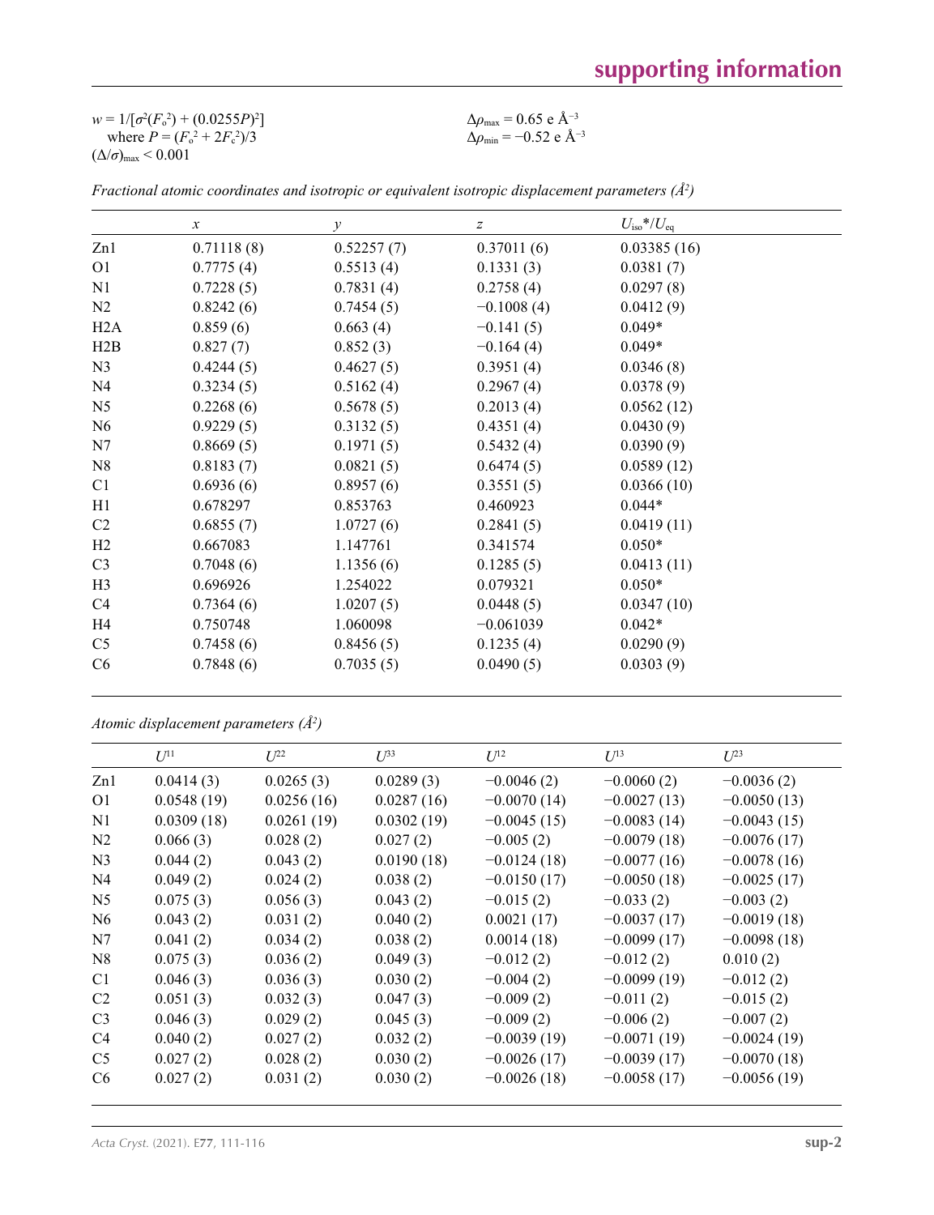$w = 1/[\sigma^2(F_o^2) + (0.0255P)^2]$
where $P = (F_o^2 + 2F_c^2)/3$
$(\Delta/\sigma)_{max} < 0.001$

$\Delta\rho_{max} = 0.65$ e Å$^{-3}$
$\Delta\rho_{min} = -0.52$ e Å$^{-3}$

*Fractional atomic coordinates and isotropic or equivalent isotropic displacement parameters (Å$^2$)*

| | *x* | *y* | *z* | $U_{iso}$*/$U_{eq}$ |
|---|---|---|---|---|
| Zn1 | 0.71118 (8) | 0.52257 (7) | 0.37011 (6) | 0.03385 (16) |
| O1 | 0.7775 (4) | 0.5513 (4) | 0.1331 (3) | 0.0381 (7) |
| N1 | 0.7228 (5) | 0.7831 (4) | 0.2758 (4) | 0.0297 (8) |
| N2 | 0.8242 (6) | 0.7454 (5) | −0.1008 (4) | 0.0412 (9) |
| H2A | 0.859 (6) | 0.663 (4) | −0.141 (5) | 0.049* |
| H2B | 0.827 (7) | 0.852 (3) | −0.164 (4) | 0.049* |
| N3 | 0.4244 (5) | 0.4627 (5) | 0.3951 (4) | 0.0346 (8) |
| N4 | 0.3234 (5) | 0.5162 (4) | 0.2967 (4) | 0.0378 (9) |
| N5 | 0.2268 (6) | 0.5678 (5) | 0.2013 (4) | 0.0562 (12) |
| N6 | 0.9229 (5) | 0.3132 (5) | 0.4351 (4) | 0.0430 (9) |
| N7 | 0.8669 (5) | 0.1971 (5) | 0.5432 (4) | 0.0390 (9) |
| N8 | 0.8183 (7) | 0.0821 (5) | 0.6474 (5) | 0.0589 (12) |
| C1 | 0.6936 (6) | 0.8957 (6) | 0.3551 (5) | 0.0366 (10) |
| H1 | 0.678297 | 0.853763 | 0.460923 | 0.044* |
| C2 | 0.6855 (7) | 1.0727 (6) | 0.2841 (5) | 0.0419 (11) |
| H2 | 0.667083 | 1.147761 | 0.341574 | 0.050* |
| C3 | 0.7048 (6) | 1.1356 (6) | 0.1285 (5) | 0.0413 (11) |
| H3 | 0.696926 | 1.254022 | 0.079321 | 0.050* |
| C4 | 0.7364 (6) | 1.0207 (5) | 0.0448 (5) | 0.0347 (10) |
| H4 | 0.750748 | 1.060098 | −0.061039 | 0.042* |
| C5 | 0.7458 (6) | 0.8456 (5) | 0.1235 (4) | 0.0290 (9) |
| C6 | 0.7848 (6) | 0.7035 (5) | 0.0490 (5) | 0.0303 (9) |

*Atomic displacement parameters (Å$^2$)*

| | $U^{11}$ | $U^{22}$ | $U^{33}$ | $U^{12}$ | $U^{13}$ | $U^{23}$ |
|---|---|---|---|---|---|---|
| Zn1 | 0.0414 (3) | 0.0265 (3) | 0.0289 (3) | −0.0046 (2) | −0.0060 (2) | −0.0036 (2) |
| O1 | 0.0548 (19) | 0.0256 (16) | 0.0287 (16) | −0.0070 (14) | −0.0027 (13) | −0.0050 (13) |
| N1 | 0.0309 (18) | 0.0261 (19) | 0.0302 (19) | −0.0045 (15) | −0.0083 (14) | −0.0043 (15) |
| N2 | 0.066 (3) | 0.028 (2) | 0.027 (2) | −0.005 (2) | −0.0079 (18) | −0.0076 (17) |
| N3 | 0.044 (2) | 0.043 (2) | 0.0190 (18) | −0.0124 (18) | −0.0077 (16) | −0.0078 (16) |
| N4 | 0.049 (2) | 0.024 (2) | 0.038 (2) | −0.0150 (17) | −0.0050 (18) | −0.0025 (17) |
| N5 | 0.075 (3) | 0.056 (3) | 0.043 (2) | −0.015 (2) | −0.033 (2) | −0.003 (2) |
| N6 | 0.043 (2) | 0.031 (2) | 0.040 (2) | 0.0021 (17) | −0.0037 (17) | −0.0019 (18) |
| N7 | 0.041 (2) | 0.034 (2) | 0.038 (2) | 0.0014 (18) | −0.0099 (17) | −0.0098 (18) |
| N8 | 0.075 (3) | 0.036 (2) | 0.049 (3) | −0.012 (2) | −0.012 (2) | 0.010 (2) |
| C1 | 0.046 (3) | 0.036 (3) | 0.030 (2) | −0.004 (2) | −0.0099 (19) | −0.012 (2) |
| C2 | 0.051 (3) | 0.032 (3) | 0.047 (3) | −0.009 (2) | −0.011 (2) | −0.015 (2) |
| C3 | 0.046 (3) | 0.029 (2) | 0.045 (3) | −0.009 (2) | −0.006 (2) | −0.007 (2) |
| C4 | 0.040 (2) | 0.027 (2) | 0.032 (2) | −0.0039 (19) | −0.0071 (19) | −0.0024 (19) |
| C5 | 0.027 (2) | 0.028 (2) | 0.030 (2) | −0.0026 (17) | −0.0039 (17) | −0.0070 (18) |
| C6 | 0.027 (2) | 0.031 (2) | 0.030 (2) | −0.0026 (18) | −0.0058 (17) | −0.0056 (19) |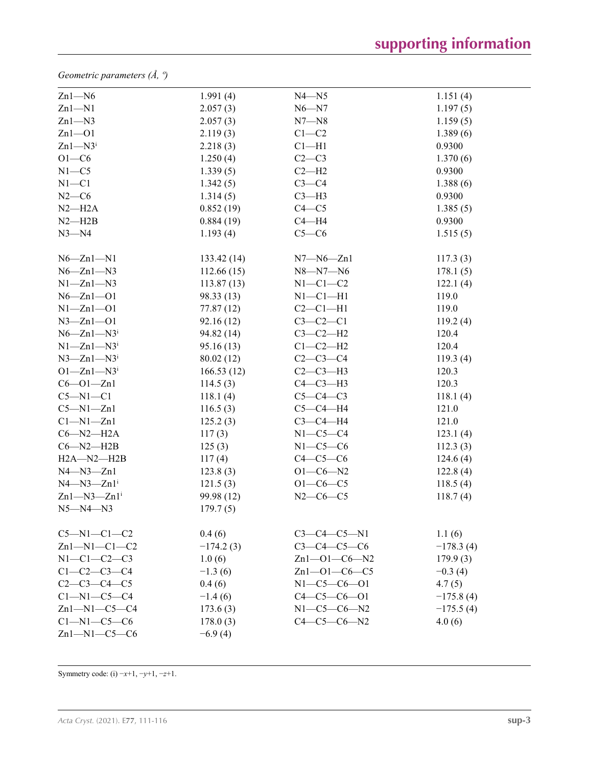*Geometric parameters (Å, º)*

| | | | |
|---|---|---|---|
| Zn1—N6 | 1.991 (4) | N4—N5 | 1.151 (4) |
| Zn1—N1 | 2.057 (3) | N6—N7 | 1.197 (5) |
| Zn1—N3 | 2.057 (3) | N7—N8 | 1.159 (5) |
| Zn1—O1 | 2.119 (3) | C1—C2 | 1.389 (6) |
| Zn1—N3$^{i}$ | 2.218 (3) | C1—H1 | 0.9300 |
| O1—C6 | 1.250 (4) | C2—C3 | 1.370 (6) |
| N1—C5 | 1.339 (5) | C2—H2 | 0.9300 |
| N1—C1 | 1.342 (5) | C3—C4 | 1.388 (6) |
| N2—C6 | 1.314 (5) | C3—H3 | 0.9300 |
| N2—H2A | 0.852 (19) | C4—C5 | 1.385 (5) |
| N2—H2B | 0.884 (19) | C4—H4 | 0.9300 |
| N3—N4 | 1.193 (4) | C5—C6 | 1.515 (5) |
| | | | |
| N6—Zn1—N1 | 133.42 (14) | N7—N6—Zn1 | 117.3 (3) |
| N6—Zn1—N3 | 112.66 (15) | N8—N7—N6 | 178.1 (5) |
| N1—Zn1—N3 | 113.87 (13) | N1—C1—C2 | 122.1 (4) |
| N6—Zn1—O1 | 98.33 (13) | N1—C1—H1 | 119.0 |
| N1—Zn1—O1 | 77.87 (12) | C2—C1—H1 | 119.0 |
| N3—Zn1—O1 | 92.16 (12) | C3—C2—C1 | 119.2 (4) |
| N6—Zn1—N3$^{i}$ | 94.82 (14) | C3—C2—H2 | 120.4 |
| N1—Zn1—N3$^{i}$ | 95.16 (13) | C1—C2—H2 | 120.4 |
| N3—Zn1—N3$^{i}$ | 80.02 (12) | C2—C3—C4 | 119.3 (4) |
| O1—Zn1—N3$^{i}$ | 166.53 (12) | C2—C3—H3 | 120.3 |
| C6—O1—Zn1 | 114.5 (3) | C4—C3—H3 | 120.3 |
| C5—N1—C1 | 118.1 (4) | C5—C4—C3 | 118.1 (4) |
| C5—N1—Zn1 | 116.5 (3) | C5—C4—H4 | 121.0 |
| C1—N1—Zn1 | 125.2 (3) | C3—C4—H4 | 121.0 |
| C6—N2—H2A | 117 (3) | N1—C5—C4 | 123.1 (4) |
| C6—N2—H2B | 125 (3) | N1—C5—C6 | 112.3 (3) |
| H2A—N2—H2B | 117 (4) | C4—C5—C6 | 124.6 (4) |
| N4—N3—Zn1 | 123.8 (3) | O1—C6—N2 | 122.8 (4) |
| N4—N3—Zn1$^{i}$ | 121.5 (3) | O1—C6—C5 | 118.5 (4) |
| Zn1—N3—Zn1$^{i}$ | 99.98 (12) | N2—C6—C5 | 118.7 (4) |
| N5—N4—N3 | 179.7 (5) | | |
| | | | |
| C5—N1—C1—C2 | 0.4 (6) | C3—C4—C5—N1 | 1.1 (6) |
| Zn1—N1—C1—C2 | −174.2 (3) | C3—C4—C5—C6 | −178.3 (4) |
| N1—C1—C2—C3 | 1.0 (6) | Zn1—O1—C6—N2 | 179.9 (3) |
| C1—C2—C3—C4 | −1.3 (6) | Zn1—O1—C6—C5 | −0.3 (4) |
| C2—C3—C4—C5 | 0.4 (6) | N1—C5—C6—O1 | 4.7 (5) |
| C1—N1—C5—C4 | −1.4 (6) | C4—C5—C6—O1 | −175.8 (4) |
| Zn1—N1—C5—C4 | 173.6 (3) | N1—C5—C6—N2 | −175.5 (4) |
| C1—N1—C5—C6 | 178.0 (3) | C4—C5—C6—N2 | 4.0 (6) |
| Zn1—N1—C5—C6 | −6.9 (4) | | |

Symmetry code: (i) −*x*+1, −*y*+1, −*z*+1.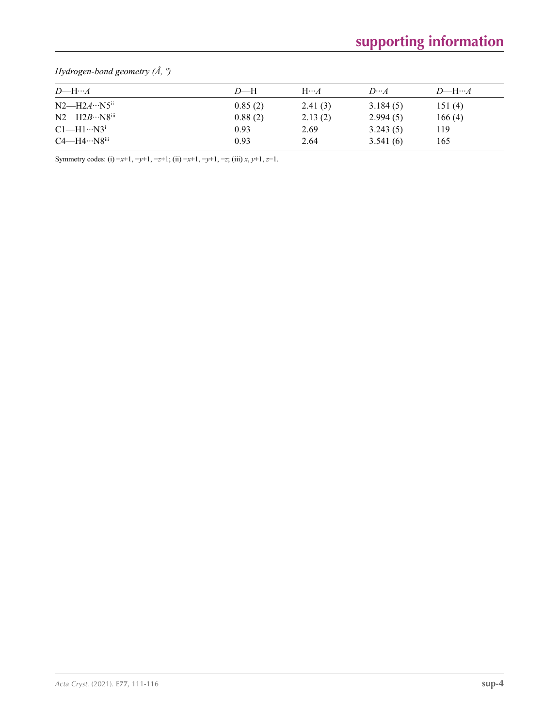*Hydrogen-bond geometry (Å, º)*

| *D*—H···*A* | *D*—H | H···*A* | *D*···*A* | *D*—H···*A* |
|---|---|---|---|---|
| N2—H2*A*···N5[ii] | 0.85 (2) | 2.41 (3) | 3.184 (5) | 151 (4) |
| N2—H2*B*···N8[iii] | 0.88 (2) | 2.13 (2) | 2.994 (5) | 166 (4) |
| C1—H1···N3[i] | 0.93 | 2.69 | 3.243 (5) | 119 |
| C4—H4···N8[iii] | 0.93 | 2.64 | 3.541 (6) | 165 |

Symmetry codes: (i) $-x+1, -y+1, -z+1$; (ii) $-x+1, -y+1, -z$; (iii) $x, y+1, z-1$.